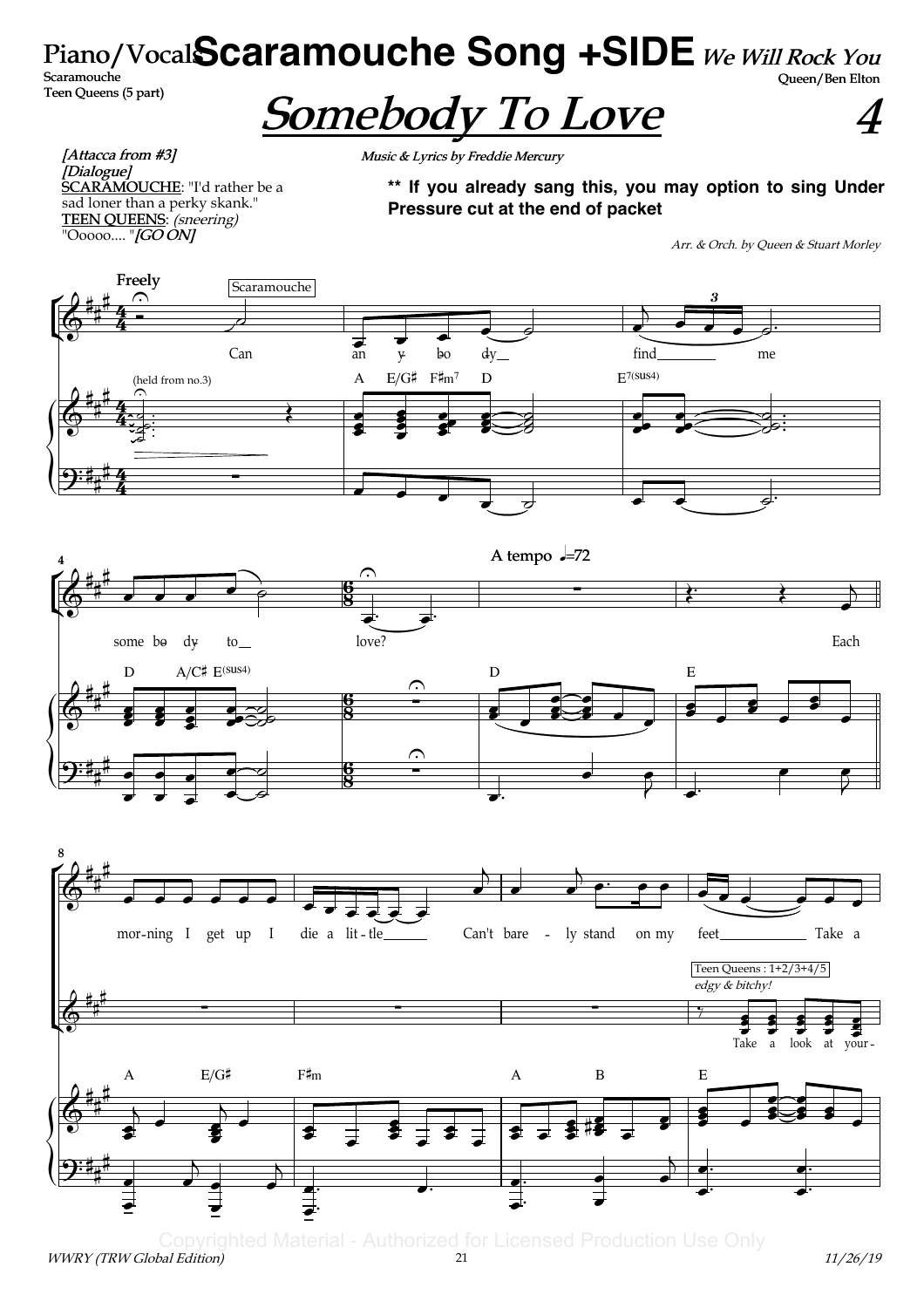**Piano/Vocals** **Scaramouche Song +SIDE** ***We Will Rock You***

Scaramouche
Teen Queens (5 part)

Queen/Ben Elton

# *Somebody To Love* 4

***[Attacca from #3]***
***[Dialogue]***
SCARAMOUCHE: "I'd rather be a sad loner than a perky skank."
TEEN QUEENS: *(sneering)* "Ooooo.... "***[GO ON]***

***Music & Lyrics by Freddie Mercury***

**** If you already sang this, you may option to sing Under Pressure cut at the end of packet**

*Arr. & Orch. by Queen & Stuart Morley*

**Freely**

Scaramouche: Can anybody find me somebody to love?

**A tempo ♩=72**

Each morning I get up I die a little Can't barely stand on my feet Take a

Teen Queens : 1+2/3+4/5 — *edgy & bitchy!* — Take a look at your-

Copyrighted Material - Authorized for Licensed Production Use Only

*WWRY (TRW Global Edition)* 21 *11/26/19*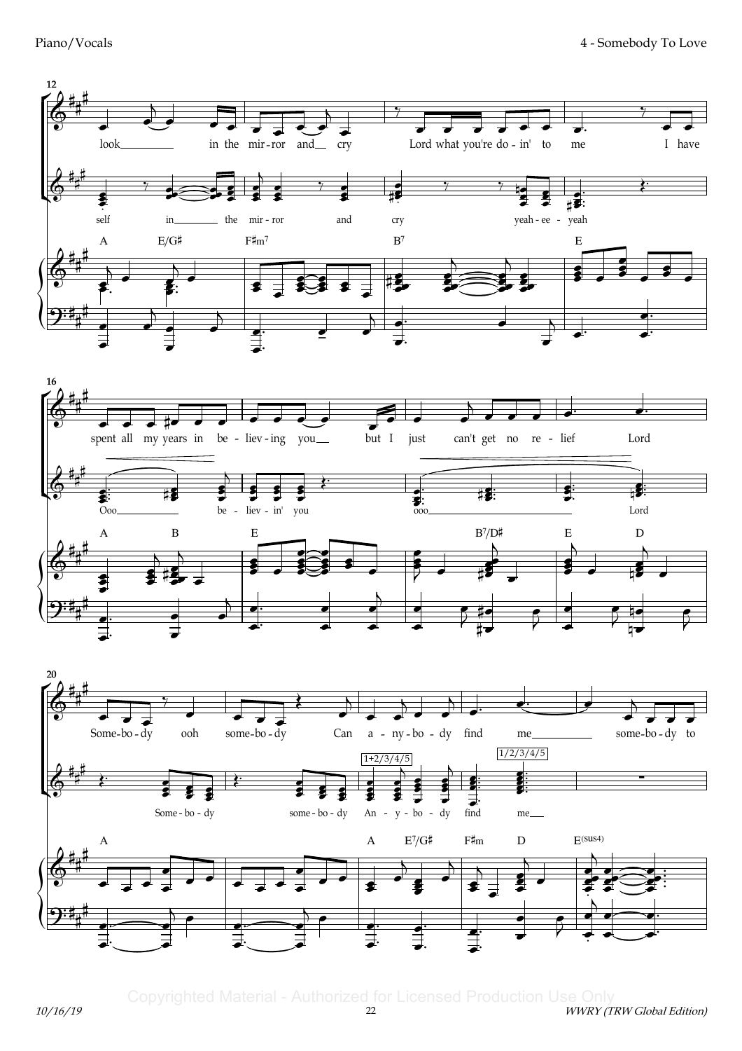12

look in the mir-ror and cry Lord what you're do-in' to me I have

self in the mir-ror and cry yeah-ee-yeah

A E/G♯ F♯m7 B7 E

16

spent all my years in be-liev-ing you but I just can't get no re-lief Lord

Ooo be-liev-in' you ooo Lord

A B E B7/D♯ E D

20

Some-bo-dy ooh some-bo-dy Can a-ny-bo-dy find me some-bo-dy to

Some-bo-dy some-bo-dy An-y-bo-dy find me

1+2/3/4/5 1/2/3/4/5

A A E7/G♯ F♯m D E(sus4)

Copyrighted Material - Authorized for Licensed Production Use Only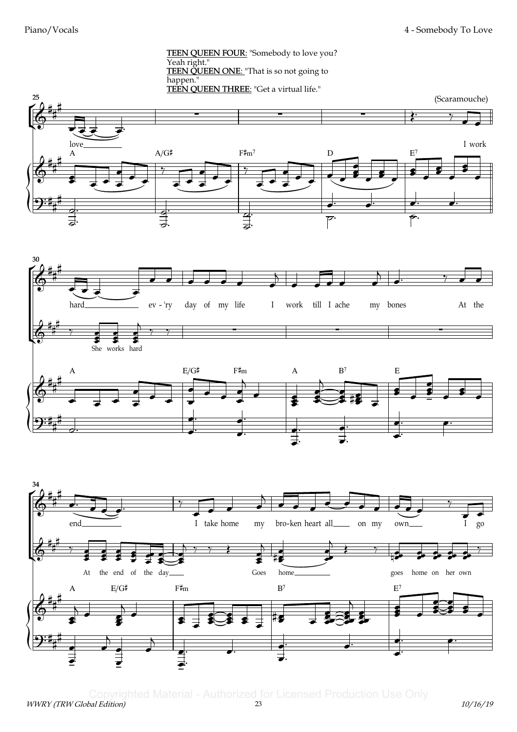**TEEN QUEEN FOUR**: "Somebody to love you? Yeah right."
**TEEN QUEEN ONE**: "That is so not going to happen."
**TEEN QUEEN THREE**: "Get a virtual life."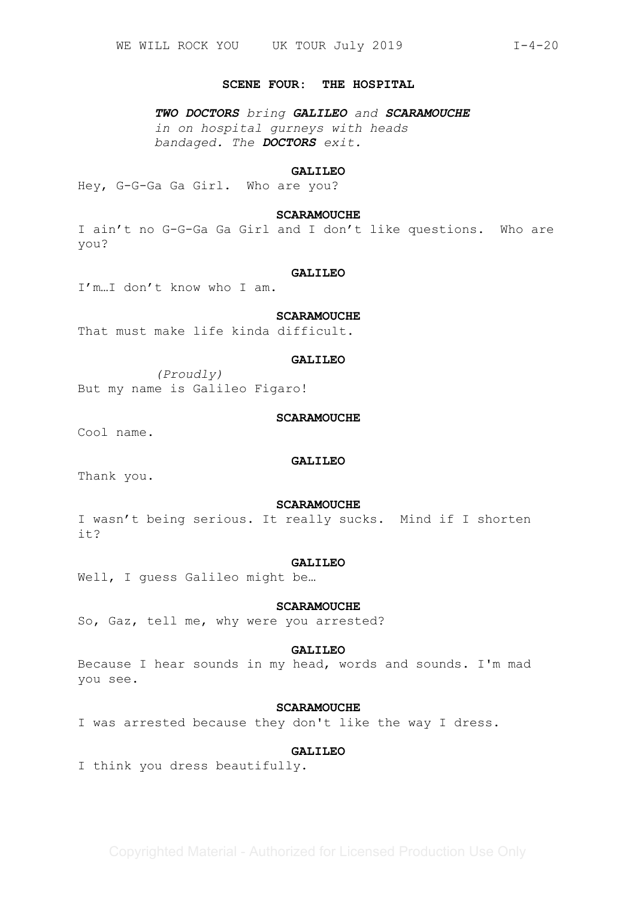## SCENE FOUR: THE HOSPITAL

*__TWO DOCTORS__ bring __GALILEO__ and __SCARAMOUCHE__ in on hospital gurneys with heads bandaged. The __DOCTORS__ exit.*

**GALILEO**

Hey, G-G-Ga Ga Girl. Who are you?

**SCARAMOUCHE**

I ain't no G-G-Ga Ga Girl and I don't like questions. Who are you?

**GALILEO**

I'm…I don't know who I am.

**SCARAMOUCHE**

That must make life kinda difficult.

**GALILEO**

*(Proudly)*

But my name is Galileo Figaro!

**SCARAMOUCHE**

Cool name.

**GALILEO**

Thank you.

**SCARAMOUCHE**

I wasn't being serious. It really sucks. Mind if I shorten it?

**GALILEO**

Well, I guess Galileo might be…

**SCARAMOUCHE**

So, Gaz, tell me, why were you arrested?

**GALILEO**

Because I hear sounds in my head, words and sounds. I'm mad you see.

**SCARAMOUCHE**

I was arrested because they don't like the way I dress.

**GALILEO**

I think you dress beautifully.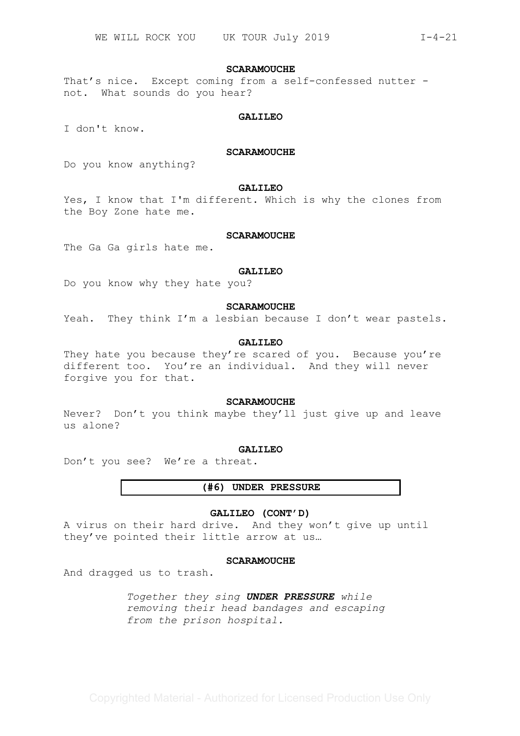**SCARAMOUCHE**

That's nice. Except coming from a self-confessed nutter - not. What sounds do you hear?

**GALILEO**

I don't know.

**SCARAMOUCHE**

Do you know anything?

**GALILEO**

Yes, I know that I'm different. Which is why the clones from the Boy Zone hate me.

**SCARAMOUCHE**

The Ga Ga girls hate me.

**GALILEO**

Do you know why they hate you?

**SCARAMOUCHE**

Yeah. They think I'm a lesbian because I don't wear pastels.

**GALILEO**

They hate you because they're scared of you. Because you're different too. You're an individual. And they will never forgive you for that.

**SCARAMOUCHE**

Never? Don't you think maybe they'll just give up and leave us alone?

**GALILEO**

Don't you see? We're a threat.

**(#6) UNDER PRESSURE**

**GALILEO (CONT'D)**

A virus on their hard drive. And they won't give up until they've pointed their little arrow at us…

**SCARAMOUCHE**

And dragged us to trash.

*Together they sing **UNDER PRESSURE** while removing their head bandages and escaping from the prison hospital.*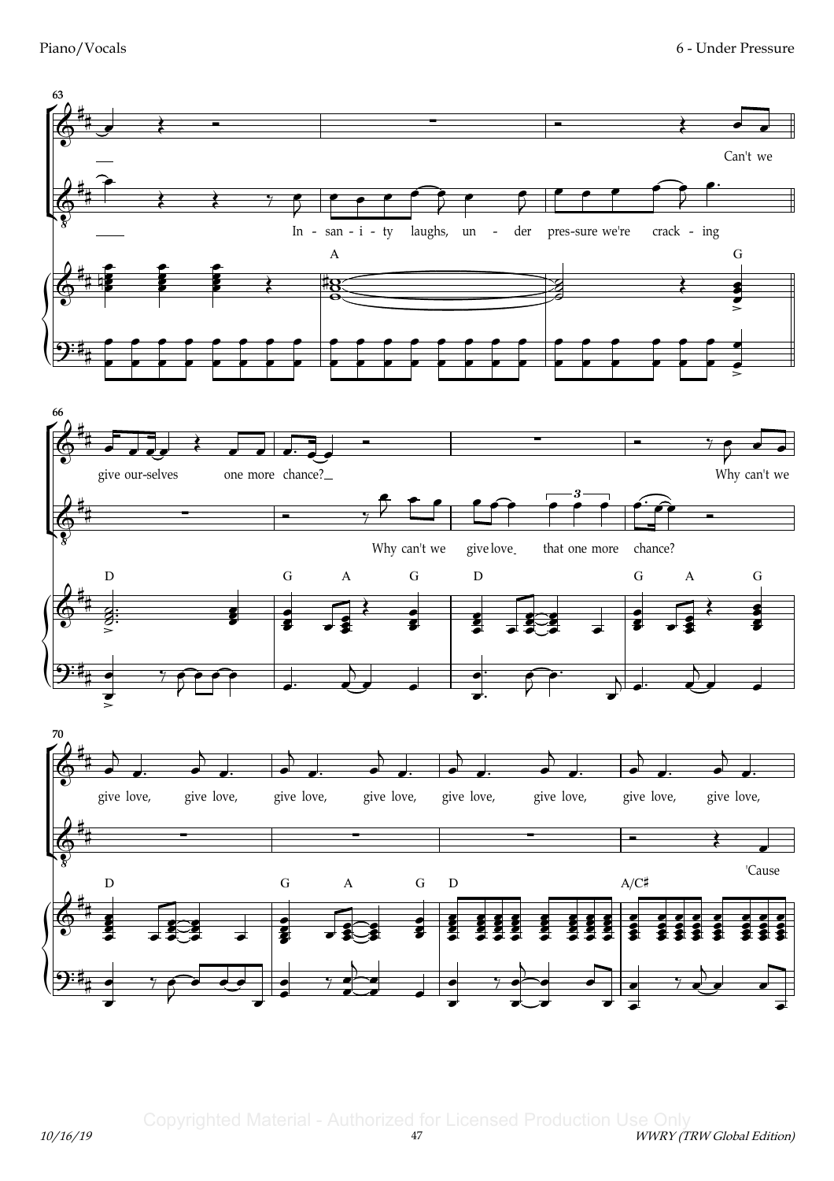63

Can't we

In - san - i - ty laughs, un - der pres-sure we're crack - ing

A G

66

give our-selves one more chance?

Why can't we

Why can't we give love that one more chance?

D G A G D G A G

70

give love, give love, give love, give love, give love, give love, give love, give love,

'Cause

D G A G D A/C♯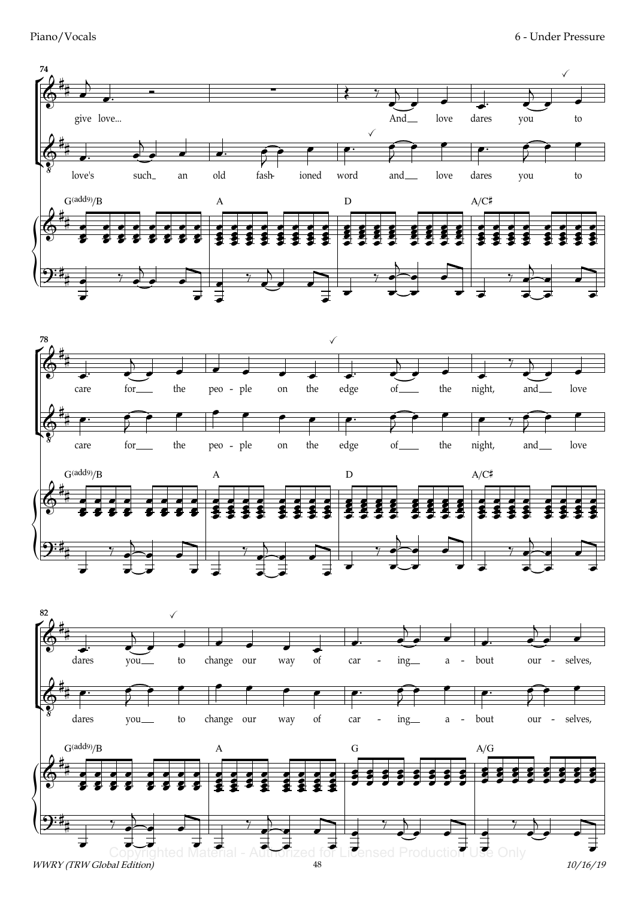74

give love...

And love dares you to

love's such an old fash- ioned word and love dares you to

G(add9)/B A D A/C♯

78

care for the peo - ple on the edge of the night, and love

care for the peo - ple on the edge of the night, and love

G(add9)/B A D A/C♯

82

dares you to change our way of car - ing a - bout our - selves,

dares you to change our way of car - ing a - bout our - selves,

G(add9)/B A G A/G